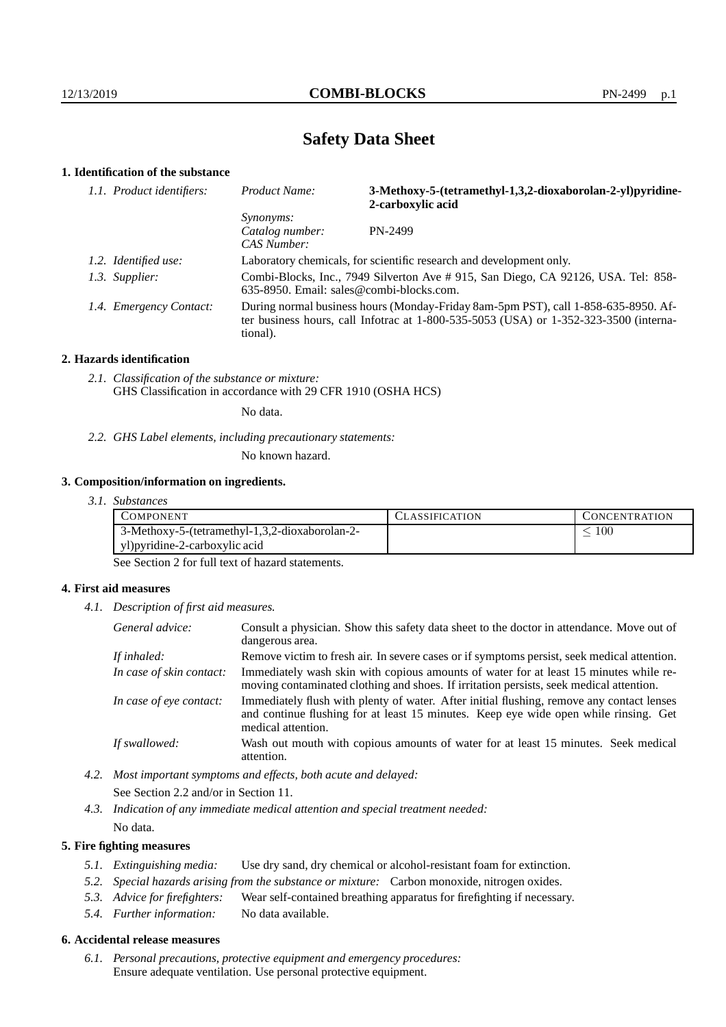# Safety Data Sheet

## 1. Identification of the substance

*1.1. Product identifiers:*

| | |
|---|---|
| *Product Name:* | **3-Methoxy-5-(tetramethyl-1,3,2-dioxaborolan-2-yl)pyridine-2-carboxylic acid** |
| *Synonyms:* | |
| *Catalog number:* | PN-2499 |
| *CAS Number:* | |

*1.2. Identified use:* Laboratory chemicals, for scientific research and development only.

*1.3. Supplier:* Combi-Blocks, Inc., 7949 Silverton Ave # 915, San Diego, CA 92126, USA. Tel: 858-635-8950. Email: sales@combi-blocks.com.

*1.4. Emergency Contact:* During normal business hours (Monday-Friday 8am-5pm PST), call 1-858-635-8950. After business hours, call Infotrac at 1-800-535-5053 (USA) or 1-352-323-3500 (international).

## 2. Hazards identification

*2.1. Classification of the substance or mixture:*
GHS Classification in accordance with 29 CFR 1910 (OSHA HCS)

No data.

*2.2. GHS Label elements, including precautionary statements:*

No known hazard.

## 3. Composition/information on ingredients.

*3.1. Substances*

| COMPONENT | CLASSIFICATION | CONCENTRATION |
|---|---|---|
| 3-Methoxy-5-(tetramethyl-1,3,2-dioxaborolan-2-yl)pyridine-2-carboxylic acid | | $\leq 100$ |

See Section 2 for full text of hazard statements.

## 4. First aid measures

*4.1. Description of first aid measures.*

*General advice:* Consult a physician. Show this safety data sheet to the doctor in attendance. Move out of dangerous area.

*If inhaled:* Remove victim to fresh air. In severe cases or if symptoms persist, seek medical attention.

*In case of skin contact:* Immediately wash skin with copious amounts of water for at least 15 minutes while removing contaminated clothing and shoes. If irritation persists, seek medical attention.

*In case of eye contact:* Immediately flush with plenty of water. After initial flushing, remove any contact lenses and continue flushing for at least 15 minutes. Keep eye wide open while rinsing. Get medical attention.

*If swallowed:* Wash out mouth with copious amounts of water for at least 15 minutes. Seek medical attention.

*4.2. Most important symptoms and effects, both acute and delayed:*

See Section 2.2 and/or in Section 11.

*4.3. Indication of any immediate medical attention and special treatment needed:*

No data.

## 5. Fire fighting measures

*5.1. Extinguishing media:* Use dry sand, dry chemical or alcohol-resistant foam for extinction.

*5.2. Special hazards arising from the substance or mixture:* Carbon monoxide, nitrogen oxides.

*5.3. Advice for firefighters:* Wear self-contained breathing apparatus for firefighting if necessary.

*5.4. Further information:* No data available.

## 6. Accidental release measures

*6.1. Personal precautions, protective equipment and emergency procedures:*
Ensure adequate ventilation. Use personal protective equipment.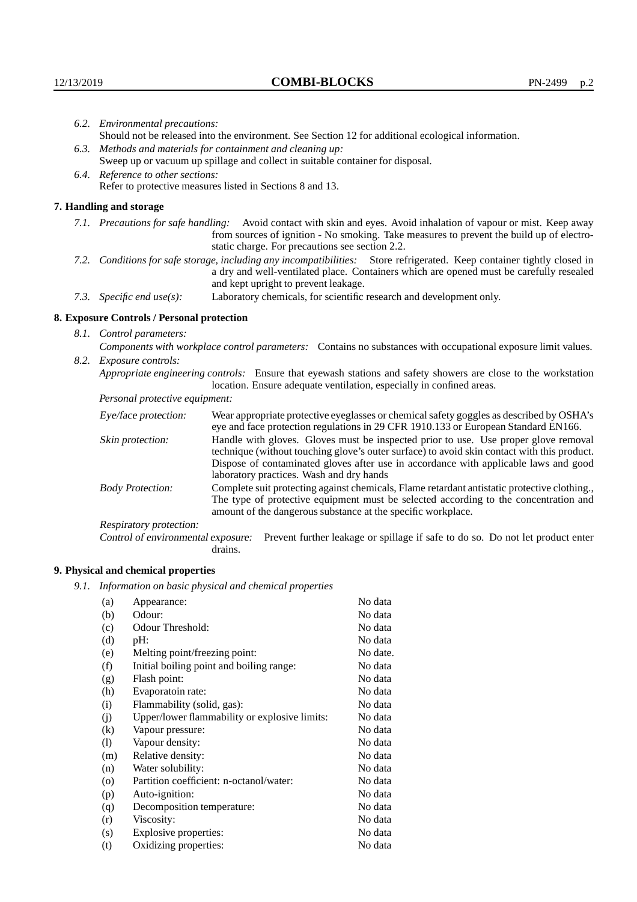*6.2. Environmental precautions:*
Should not be released into the environment. See Section 12 for additional ecological information.

*6.3. Methods and materials for containment and cleaning up:*
Sweep up or vacuum up spillage and collect in suitable container for disposal.

*6.4. Reference to other sections:*
Refer to protective measures listed in Sections 8 and 13.

## 7. Handling and storage

*7.1. Precautions for safe handling:* Avoid contact with skin and eyes. Avoid inhalation of vapour or mist. Keep away from sources of ignition - No smoking. Take measures to prevent the build up of electrostatic charge. For precautions see section 2.2.

*7.2. Conditions for safe storage, including any incompatibilities:* Store refrigerated. Keep container tightly closed in a dry and well-ventilated place. Containers which are opened must be carefully resealed and kept upright to prevent leakage.

*7.3. Specific end use(s):* Laboratory chemicals, for scientific research and development only.

## 8. Exposure Controls / Personal protection

*8.1. Control parameters:*
*Components with workplace control parameters:* Contains no substances with occupational exposure limit values.

*8.2. Exposure controls:*
*Appropriate engineering controls:* Ensure that eyewash stations and safety showers are close to the workstation location. Ensure adequate ventilation, especially in confined areas.

*Personal protective equipment:*

*Eye/face protection:* Wear appropriate protective eyeglasses or chemical safety goggles as described by OSHA's eye and face protection regulations in 29 CFR 1910.133 or European Standard EN166.

*Skin protection:* Handle with gloves. Gloves must be inspected prior to use. Use proper glove removal technique (without touching glove's outer surface) to avoid skin contact with this product. Dispose of contaminated gloves after use in accordance with applicable laws and good laboratory practices. Wash and dry hands

*Body Protection:* Complete suit protecting against chemicals, Flame retardant antistatic protective clothing., The type of protective equipment must be selected according to the concentration and amount of the dangerous substance at the specific workplace.

*Respiratory protection:*

*Control of environmental exposure:* Prevent further leakage or spillage if safe to do so. Do not let product enter drains.

## 9. Physical and chemical properties

*9.1. Information on basic physical and chemical properties*

| | | |
|---|---|---|
| (a) | Appearance: | No data |
| (b) | Odour: | No data |
| (c) | Odour Threshold: | No data |
| (d) | pH: | No data |
| (e) | Melting point/freezing point: | No date. |
| (f) | Initial boiling point and boiling range: | No data |
| (g) | Flash point: | No data |
| (h) | Evaporatoin rate: | No data |
| (i) | Flammability (solid, gas): | No data |
| (j) | Upper/lower flammability or explosive limits: | No data |
| (k) | Vapour pressure: | No data |
| (l) | Vapour density: | No data |
| (m) | Relative density: | No data |
| (n) | Water solubility: | No data |
| (o) | Partition coefficient: n-octanol/water: | No data |
| (p) | Auto-ignition: | No data |
| (q) | Decomposition temperature: | No data |
| (r) | Viscosity: | No data |
| (s) | Explosive properties: | No data |
| (t) | Oxidizing properties: | No data |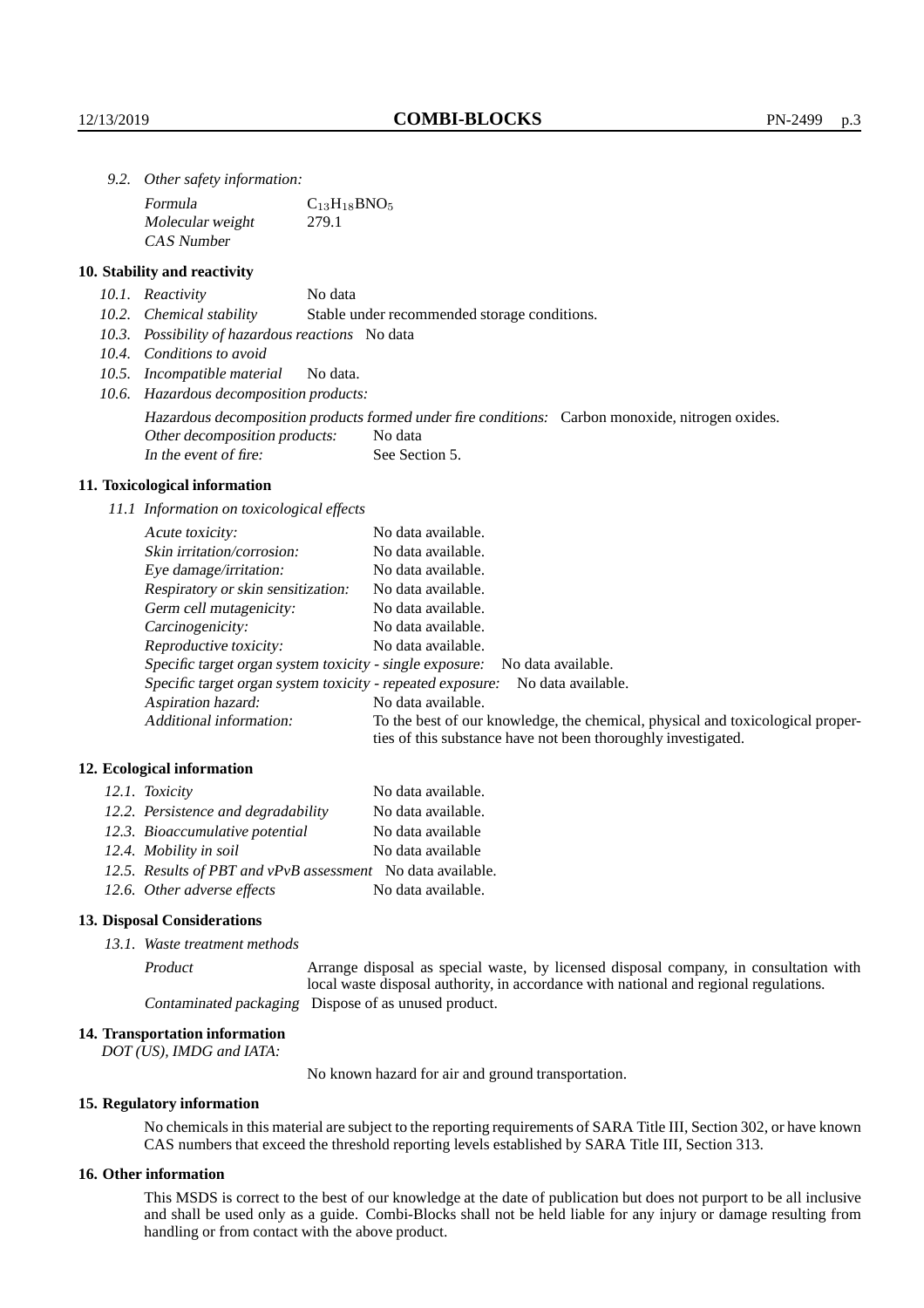*9.2. Other safety information:*

| | |
|---|---|
| *Formula* | $C_{13}H_{18}BNO_5$ |
| *Molecular weight* | 279.1 |
| *CAS Number* | |

### 10. Stability and reactivity

*10.1. Reactivity* No data

*10.2. Chemical stability* Stable under recommended storage conditions.

*10.3. Possibility of hazardous reactions* No data

*10.4. Conditions to avoid*

*10.5. Incompatible material* No data.

*10.6. Hazardous decomposition products:*

*Hazardous decomposition products formed under fire conditions:* Carbon monoxide, nitrogen oxides.

*Other decomposition products:* No data

*In the event of fire:* See Section 5.

### 11. Toxicological information

*11.1 Information on toxicological effects*

| | |
|---|---|
| *Acute toxicity:* | No data available. |
| *Skin irritation/corrosion:* | No data available. |
| *Eye damage/irritation:* | No data available. |
| *Respiratory or skin sensitization:* | No data available. |
| *Germ cell mutagenicity:* | No data available. |
| *Carcinogenicity:* | No data available. |
| *Reproductive toxicity:* | No data available. |
| *Specific target organ system toxicity - single exposure:* | No data available. |
| *Specific target organ system toxicity - repeated exposure:* | No data available. |
| *Aspiration hazard:* | No data available. |
| *Additional information:* | To the best of our knowledge, the chemical, physical and toxicological properties of this substance have not been thoroughly investigated. |

### 12. Ecological information

| | |
|---|---|
| *12.1. Toxicity* | No data available. |
| *12.2. Persistence and degradability* | No data available. |
| *12.3. Bioaccumulative potential* | No data available |
| *12.4. Mobility in soil* | No data available |
| *12.5. Results of PBT and vPvB assessment* | No data available. |
| *12.6. Other adverse effects* | No data available. |

### 13. Disposal Considerations

*13.1. Waste treatment methods*

*Product* Arrange disposal as special waste, by licensed disposal company, in consultation with local waste disposal authority, in accordance with national and regional regulations.

*Contaminated packaging* Dispose of as unused product.

### 14. Transportation information

*DOT (US), IMDG and IATA:*

No known hazard for air and ground transportation.

### 15. Regulatory information

No chemicals in this material are subject to the reporting requirements of SARA Title III, Section 302, or have known CAS numbers that exceed the threshold reporting levels established by SARA Title III, Section 313.

### 16. Other information

This MSDS is correct to the best of our knowledge at the date of publication but does not purport to be all inclusive and shall be used only as a guide. Combi-Blocks shall not be held liable for any injury or damage resulting from handling or from contact with the above product.